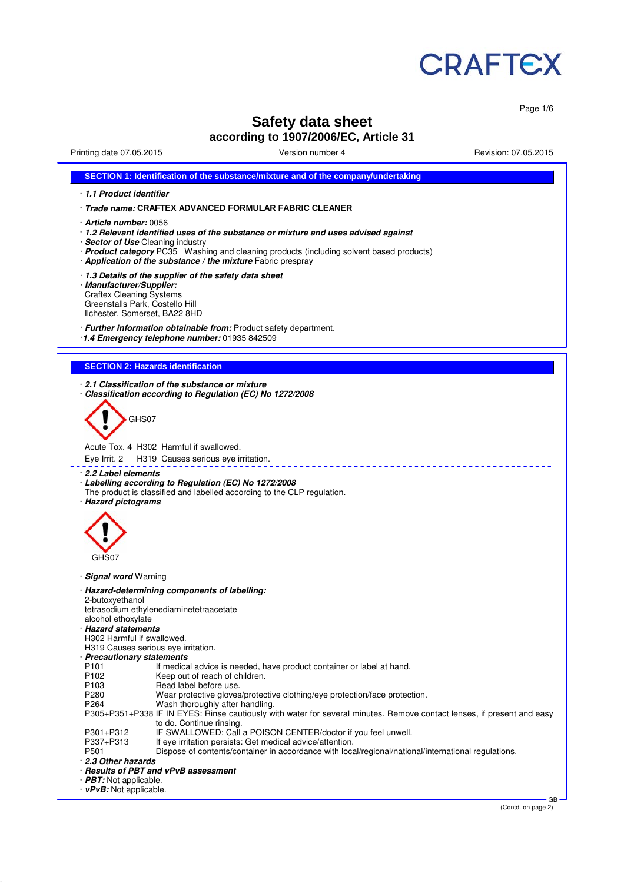# Safety data sheet

## according to 1907/2006/EC, Article 31

Printing date 07.05.2015 | Version number 4 | Revision: 07.05.2015

## SECTION 1: Identification of the substance/mixture and of the company/undertaking

· ***1.1 Product identifier***

· ***Trade name:*** **CRAFTEX ADVANCED FORMULAR FABRIC CLEANER**

· ***Article number:*** 0056
· ***1.2 Relevant identified uses of the substance or mixture and uses advised against***
· ***Sector of Use*** Cleaning industry
· ***Product category*** PC35 Washing and cleaning products (including solvent based products)
· ***Application of the substance / the mixture*** Fabric prespray

· ***1.3 Details of the supplier of the safety data sheet***
· ***Manufacturer/Supplier:***
Craftex Cleaning Systems
Greenstalls Park, Costello Hill
Ilchester, Somerset, BA22 8HD

· ***Further information obtainable from:*** Product safety department.
· ***1.4 Emergency telephone number:*** 01935 842509

## SECTION 2: Hazards identification

· ***2.1 Classification of the substance or mixture***
· ***Classification according to Regulation (EC) No 1272/2008***

GHS07

Acute Tox. 4 H302 Harmful if swallowed.

Eye Irrit. 2 H319 Causes serious eye irritation.

· ***2.2 Label elements***
· ***Labelling according to Regulation (EC) No 1272/2008***
The product is classified and labelled according to the CLP regulation.
· ***Hazard pictograms***

GHS07

· ***Signal word*** Warning

· ***Hazard-determining components of labelling:***
2-butoxyethanol
tetrasodium ethylenediaminetetraacetate
alcohol ethoxylate
· ***Hazard statements***
H302 Harmful if swallowed.
H319 Causes serious eye irritation.
· ***Precautionary statements***

| | |
|---|---|
| P101 | If medical advice is needed, have product container or label at hand. |
| P102 | Keep out of reach of children. |
| P103 | Read label before use. |
| P280 | Wear protective gloves/protective clothing/eye protection/face protection. |
| P264 | Wash thoroughly after handling. |
| P305+P351+P338 | IF IN EYES: Rinse cautiously with water for several minutes. Remove contact lenses, if present and easy to do. Continue rinsing. |
| P301+P312 | IF SWALLOWED: Call a POISON CENTER/doctor if you feel unwell. |
| P337+P313 | If eye irritation persists: Get medical advice/attention. |
| P501 | Dispose of contents/container in accordance with local/regional/national/international regulations. |

· ***2.3 Other hazards***
· ***Results of PBT and vPvB assessment***
· ***PBT:*** Not applicable.
· ***vPvB:*** Not applicable.

(Contd. on page 2)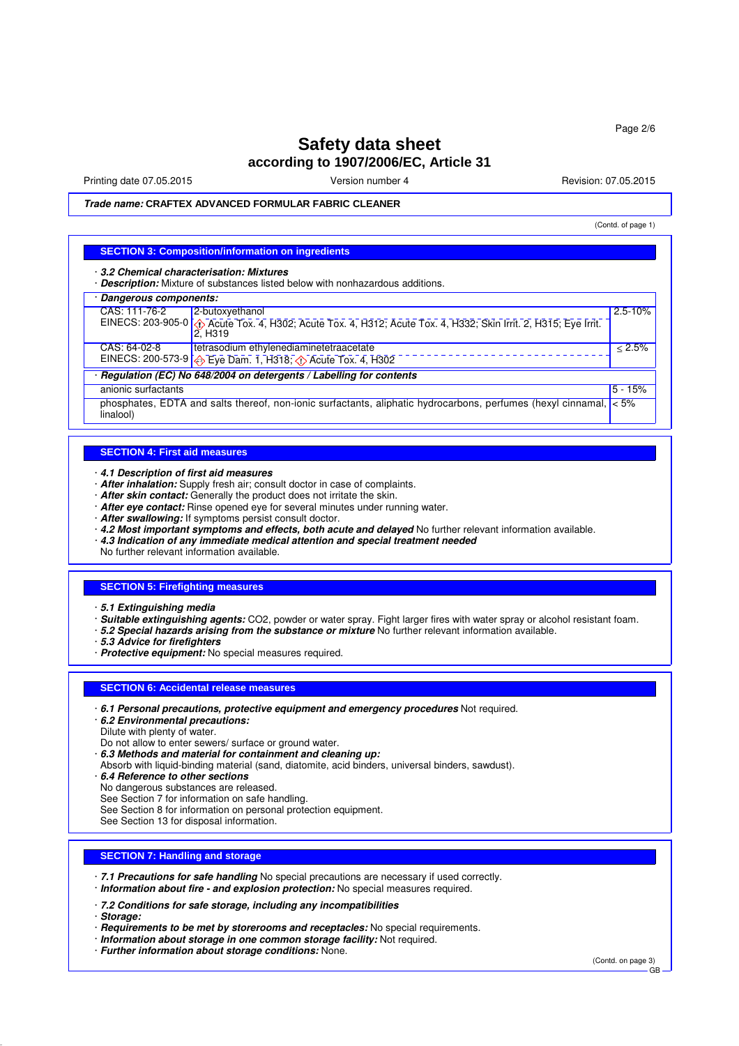# Safety data sheet

## according to 1907/2006/EC, Article 31

Printing date 07.05.2015 | Version number 4 | Revision: 07.05.2015

***Trade name:*** **CRAFTEX ADVANCED FORMULAR FABRIC CLEANER**

(Contd. of page 1)

## SECTION 3: Composition/information on ingredients

· ***3.2 Chemical characterisation: Mixtures***
· ***Description:*** Mixture of substances listed below with nonhazardous additions.

| · ***Dangerous components:*** | | |
|---|---|---|
| CAS: 111-76-2<br>EINECS: 203-905-0 | 2-butoxyethanol<br>Acute Tox. 4, H302; Acute Tox. 4, H312; Acute Tox. 4, H332; Skin Irrit. 2, H315; Eye Irrit. 2, H319 | 2.5-10% |
| CAS: 64-02-8<br>EINECS: 200-573-9 | tetrasodium ethylenediaminetetraacetate<br>Eye Dam. 1, H318; Acute Tox. 4, H302 | ≤ 2.5% |
| · ***Regulation (EC) No 648/2004 on detergents / Labelling for contents*** | | |
| anionic surfactants | | 5 - 15% |
| phosphates, EDTA and salts thereof, non-ionic surfactants, aliphatic hydrocarbons, perfumes (hexyl cinnamal, linalool) | | < 5% |

## SECTION 4: First aid measures

· ***4.1 Description of first aid measures***
· ***After inhalation:*** Supply fresh air; consult doctor in case of complaints.
· ***After skin contact:*** Generally the product does not irritate the skin.
· ***After eye contact:*** Rinse opened eye for several minutes under running water.
· ***After swallowing:*** If symptoms persist consult doctor.
· ***4.2 Most important symptoms and effects, both acute and delayed*** No further relevant information available.
· ***4.3 Indication of any immediate medical attention and special treatment needed***
No further relevant information available.

## SECTION 5: Firefighting measures

· ***5.1 Extinguishing media***
· ***Suitable extinguishing agents:*** $CO_2$, powder or water spray. Fight larger fires with water spray or alcohol resistant foam.
· ***5.2 Special hazards arising from the substance or mixture*** No further relevant information available.
· ***5.3 Advice for firefighters***
· ***Protective equipment:*** No special measures required.

## SECTION 6: Accidental release measures

· ***6.1 Personal precautions, protective equipment and emergency procedures*** Not required.
· ***6.2 Environmental precautions:***
Dilute with plenty of water.
Do not allow to enter sewers/ surface or ground water.
· ***6.3 Methods and material for containment and cleaning up:***
Absorb with liquid-binding material (sand, diatomite, acid binders, universal binders, sawdust).
· ***6.4 Reference to other sections***
No dangerous substances are released.
See Section 7 for information on safe handling.
See Section 8 for information on personal protection equipment.
See Section 13 for disposal information.

## SECTION 7: Handling and storage

· ***7.1 Precautions for safe handling*** No special precautions are necessary if used correctly.
· ***Information about fire - and explosion protection:*** No special measures required.

· ***7.2 Conditions for safe storage, including any incompatibilities***
· ***Storage:***
· ***Requirements to be met by storerooms and receptacles:*** No special requirements.
· ***Information about storage in one common storage facility:*** Not required.
· ***Further information about storage conditions:*** None.

(Contd. on page 3)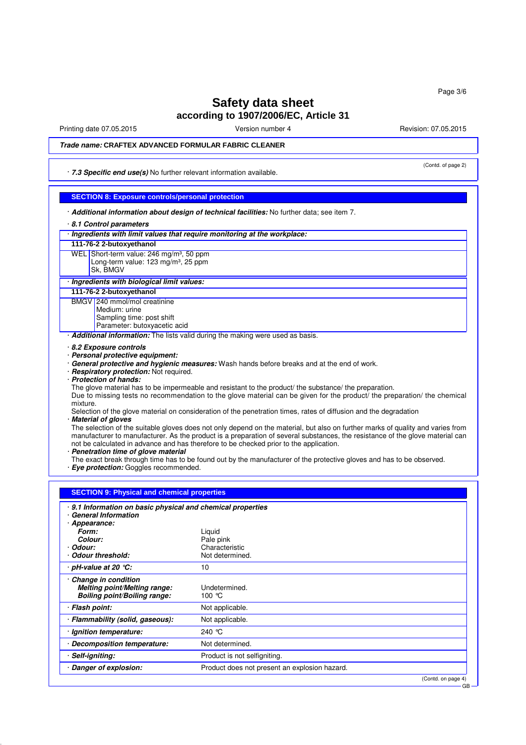# Safety data sheet

## according to 1907/2006/EC, Article 31

Printing date 07.05.2015 Version number 4 Revision: 07.05.2015

***Trade name:*** **CRAFTEX ADVANCED FORMULAR FABRIC CLEANER**

(Contd. of page 2)

· ***7.3 Specific end use(s)*** No further relevant information available.

## SECTION 8: Exposure controls/personal protection

· ***Additional information about design of technical facilities:*** No further data; see item 7.

· ***8.1 Control parameters***

· ***Ingredients with limit values that require monitoring at the workplace:***

| **111-76-2 2-butoxyethanol** | |
|---|---|
| WEL | Short-term value: 246 mg/m³, 50 ppm<br>Long-term value: 123 mg/m³, 25 ppm<br>Sk, BMGV |

· ***Ingredients with biological limit values:***

| **111-76-2 2-butoxyethanol** | |
|---|---|
| BMGV | 240 mmol/mol creatinine<br>Medium: urine<br>Sampling time: post shift<br>Parameter: butoxyacetic acid |

· ***Additional information:*** The lists valid during the making were used as basis.

· ***8.2 Exposure controls***

· ***Personal protective equipment:***

· ***General protective and hygienic measures:*** Wash hands before breaks and at the end of work.

· ***Respiratory protection:*** Not required.

· ***Protection of hands:***

The glove material has to be impermeable and resistant to the product/ the substance/ the preparation.

Due to missing tests no recommendation to the glove material can be given for the product/ the preparation/ the chemical mixture.

Selection of the glove material on consideration of the penetration times, rates of diffusion and the degradation

· ***Material of gloves***

The selection of the suitable gloves does not only depend on the material, but also on further marks of quality and varies from manufacturer to manufacturer. As the product is a preparation of several substances, the resistance of the glove material can not be calculated in advance and has therefore to be checked prior to the application.

· ***Penetration time of glove material***

The exact break through time has to be found out by the manufacturer of the protective gloves and has to be observed.

· ***Eye protection:*** Goggles recommended.

## SECTION 9: Physical and chemical properties

· ***9.1 Information on basic physical and chemical properties***

· ***General Information***

| | |
|---|---|
| · ***Appearance:*** | |
| ***Form:*** | Liquid |
| ***Colour:*** | Pale pink |
| · ***Odour:*** | Characteristic |
| · ***Odour threshold:*** | Not determined. |
| · ***pH-value at 20 °C:*** | 10 |
| · ***Change in condition*** | |
| ***Melting point/Melting range:*** | Undetermined. |
| ***Boiling point/Boiling range:*** | 100 °C |
| · ***Flash point:*** | Not applicable. |
| · ***Flammability (solid, gaseous):*** | Not applicable. |
| · ***Ignition temperature:*** | 240 °C |
| · ***Decomposition temperature:*** | Not determined. |
| · ***Self-igniting:*** | Product is not selfigniting. |
| · ***Danger of explosion:*** | Product does not present an explosion hazard. |

(Contd. on page 4)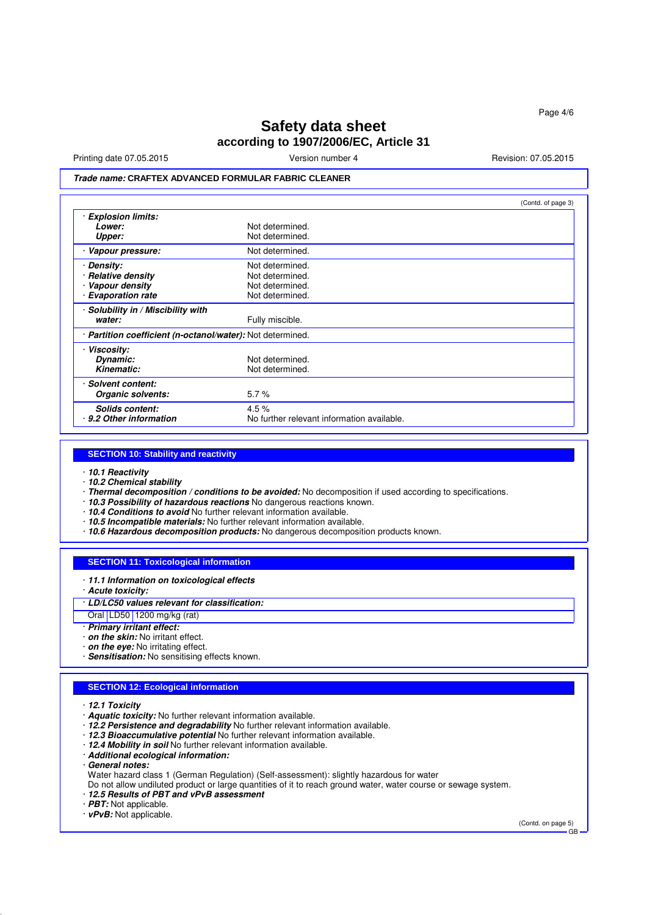# Safety data sheet
## according to 1907/2006/EC, Article 31

Printing date 07.05.2015 Version number 4 Revision: 07.05.2015

***Trade name:* CRAFTEX ADVANCED FORMULAR FABRIC CLEANER**

(Contd. of page 3)

| | |
|---|---|
| · ***Explosion limits:*** | |
| ***Lower:*** | Not determined. |
| ***Upper:*** | Not determined. |
| · ***Vapour pressure:*** | Not determined. |
| · ***Density:*** | Not determined. |
| · ***Relative density*** | Not determined. |
| · ***Vapour density*** | Not determined. |
| · ***Evaporation rate*** | Not determined. |
| · ***Solubility in / Miscibility with water:*** | Fully miscible. |
| · ***Partition coefficient (n-octanol/water):*** | Not determined. |
| · ***Viscosity:*** | |
| ***Dynamic:*** | Not determined. |
| ***Kinematic:*** | Not determined. |
| · ***Solvent content:*** | |
| ***Organic solvents:*** | 5.7 % |
| ***Solids content:*** | 4.5 % |
| · ***9.2 Other information*** | No further relevant information available. |

## SECTION 10: Stability and reactivity

- · ***10.1 Reactivity***
- · ***10.2 Chemical stability***
- · ***Thermal decomposition / conditions to be avoided:*** No decomposition if used according to specifications.
- · ***10.3 Possibility of hazardous reactions*** No dangerous reactions known.
- · ***10.4 Conditions to avoid*** No further relevant information available.
- · ***10.5 Incompatible materials:*** No further relevant information available.
- · ***10.6 Hazardous decomposition products:*** No dangerous decomposition products known.

## SECTION 11: Toxicological information

- · ***11.1 Information on toxicological effects***
- · ***Acute toxicity:***

· ***LD/LC50 values relevant for classification:***

| | | |
|---|---|---|
| Oral | LD50 | 1200 mg/kg (rat) |

- · ***Primary irritant effect:***
- · ***on the skin:*** No irritant effect.
- · ***on the eye:*** No irritating effect.
- · ***Sensitisation:*** No sensitising effects known.

## SECTION 12: Ecological information

- · ***12.1 Toxicity***
- · ***Aquatic toxicity:*** No further relevant information available.
- · ***12.2 Persistence and degradability*** No further relevant information available.
- · ***12.3 Bioaccumulative potential*** No further relevant information available.
- · ***12.4 Mobility in soil*** No further relevant information available.
- · ***Additional ecological information:***
- · ***General notes:***

  Water hazard class 1 (German Regulation) (Self-assessment): slightly hazardous for water

  Do not allow undiluted product or large quantities of it to reach ground water, water course or sewage system.
- · ***12.5 Results of PBT and vPvB assessment***
- · ***PBT:*** Not applicable.
- · ***vPvB:*** Not applicable.

(Contd. on page 5)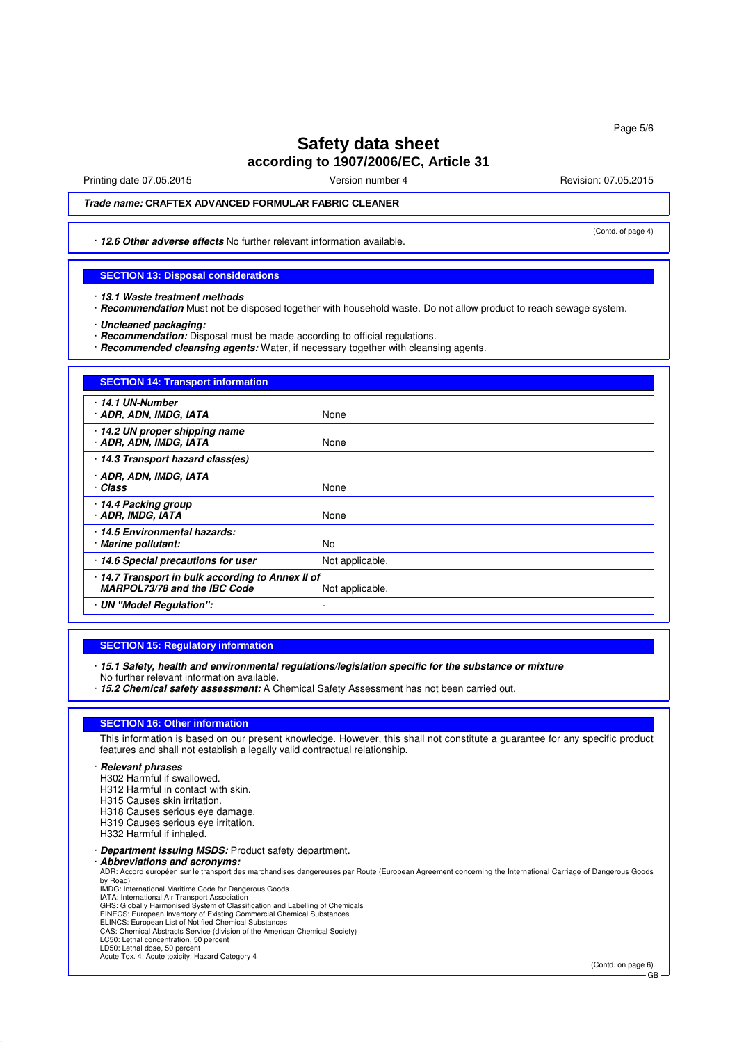**Safety data sheet**
**according to 1907/2006/EC, Article 31**

Printing date 07.05.2015 | Version number 4 | Revision: 07.05.2015

***Trade name:*** **CRAFTEX ADVANCED FORMULAR FABRIC CLEANER**

(Contd. of page 4)

· ***12.6 Other adverse effects*** No further relevant information available.

## SECTION 13: Disposal considerations

· ***13.1 Waste treatment methods***
· ***Recommendation*** Must not be disposed together with household waste. Do not allow product to reach sewage system.

· ***Uncleaned packaging:***
· ***Recommendation:*** Disposal must be made according to official regulations.
· ***Recommended cleansing agents:*** Water, if necessary together with cleansing agents.

## SECTION 14: Transport information

| | |
|---|---|
| · ***14.1 UN-Number*** · ***ADR, ADN, IMDG, IATA*** | None |
| · ***14.2 UN proper shipping name*** · ***ADR, ADN, IMDG, IATA*** | None |
| · ***14.3 Transport hazard class(es)*** | |
| · ***ADR, ADN, IMDG, IATA*** · ***Class*** | None |
| · ***14.4 Packing group*** · ***ADR, IMDG, IATA*** | None |
| · ***14.5 Environmental hazards:*** · ***Marine pollutant:*** | No |
| · ***14.6 Special precautions for user*** | Not applicable. |
| · ***14.7 Transport in bulk according to Annex II of MARPOL73/78 and the IBC Code*** | Not applicable. |
| · ***UN "Model Regulation":*** | - |

## SECTION 15: Regulatory information

· ***15.1 Safety, health and environmental regulations/legislation specific for the substance or mixture***
No further relevant information available.
· ***15.2 Chemical safety assessment:*** A Chemical Safety Assessment has not been carried out.

## SECTION 16: Other information

This information is based on our present knowledge. However, this shall not constitute a guarantee for any specific product features and shall not establish a legally valid contractual relationship.

· ***Relevant phrases***
H302 Harmful if swallowed.
H312 Harmful in contact with skin.
H315 Causes skin irritation.
H318 Causes serious eye damage.
H319 Causes serious eye irritation.
H332 Harmful if inhaled.

· ***Department issuing MSDS:*** Product safety department.
· ***Abbreviations and acronyms:***
ADR: Accord européen sur le transport des marchandises dangereuses par Route (European Agreement concerning the International Carriage of Dangerous Goods by Road)
IMDG: International Maritime Code for Dangerous Goods
IATA: International Air Transport Association
GHS: Globally Harmonised System of Classification and Labelling of Chemicals
EINECS: European Inventory of Existing Commercial Chemical Substances
ELINCS: European List of Notified Chemical Substances
CAS: Chemical Abstracts Service (division of the American Chemical Society)
LC50: Lethal concentration, 50 percent
LD50: Lethal dose, 50 percent
Acute Tox. 4: Acute toxicity, Hazard Category 4

(Contd. on page 6)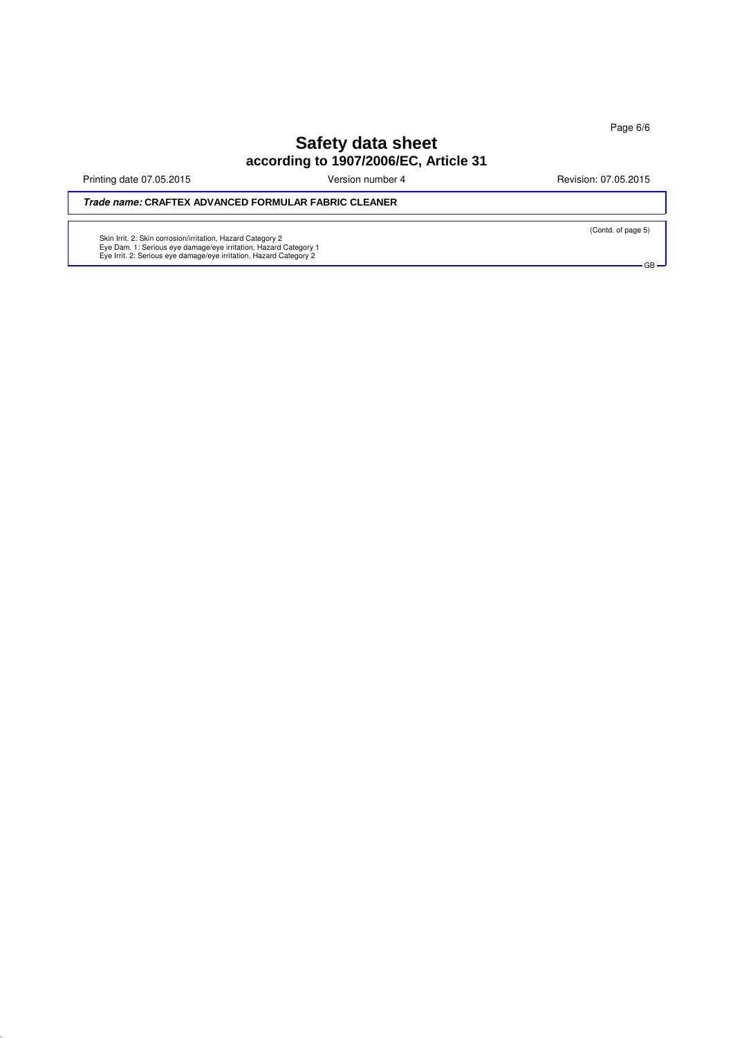Skin Irrit. 2: Skin corrosion/irritation, Hazard Category 2
Eye Dam. 1: Serious eye damage/eye irritation, Hazard Category 1
Eye Irrit. 2: Serious eye damage/eye irritation, Hazard Category 2